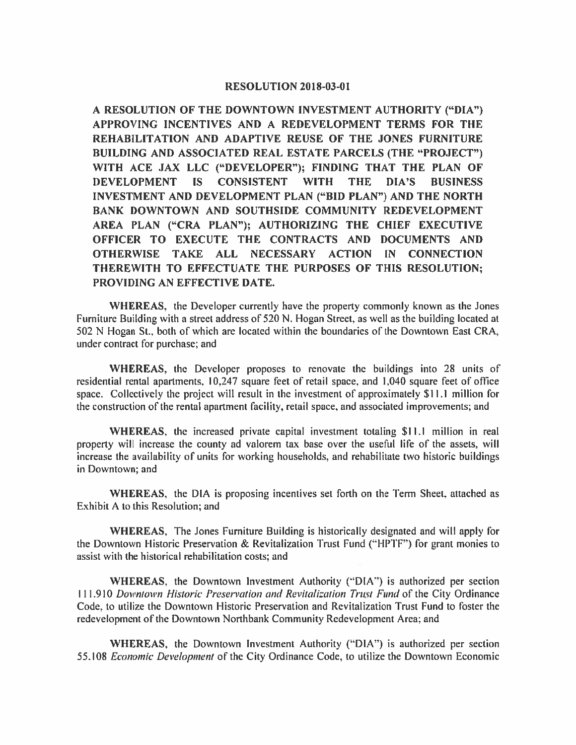# RESOLUTION 2018-03-01

**A RESOLUTION OF THE DOWNTOWN INVESTMENT AUTHORITY ("DIA") APPROVING INCENTIVES AND A REDEVELOPMENT TERMS FOR THE REHABILITATION AND ADAPTIVE REUSE OF THE JONES FURNITURE BUILDING AND ASSOCIATED REAL ESTATE PARCELS (THE "PROJECT") WITH ACE JAX LLC ("DEVELOPER"); FINDING THAT THE PLAN OF DEVELOPMENT IS CONSISTENT WITH THE DIA'S BUSINESS INVESTMENT AND DEVELOPMENT PLAN ("BID PLAN") AND THE NORTH BANK DOWNTOWN AND SOUTHSIDE COMMUNITY REDEVELOPMENT AREA PLAN ("CRA PLAN"); AUTHORIZING THE CHIEF EXECUTIVE OFFICER TO EXECUTE THE CONTRACTS AND DOCUMENTS AND OTHERWISE TAKE ALL NECESSARY ACTION IN CONNECTION THEREWITH TO EFFECTUATE THE PURPOSES OF THIS RESOLUTION; PROVIDING AN EFFECTIVE DATE.**

**WHEREAS**, the Developer currently have the property commonly known as the Jones Furniture Building with a street address of 520 N. Hogan Street, as well as the building located at 502 N Hogan St., both of which are located within the boundaries of the Downtown East CRA, under contract for purchase; and

**WHEREAS**, the Developer proposes to renovate the buildings into 28 units of residential rental apartments, 10,247 square feet of retail space, and 1,040 square feet of office space. Collectively the project will result in the investment of approximately $11.1 million for the construction of the rental apartment facility, retail space, and associated improvements; and

**WHEREAS**, the increased private capital investment totaling $11.1 million in real property will increase the county ad valorem tax base over the useful life of the assets, will increase the availability of units for working households, and rehabilitate two historic buildings in Downtown; and

**WHEREAS**, the DIA is proposing incentives set forth on the Term Sheet, attached as Exhibit A to this Resolution; and

**WHEREAS**, The Jones Furniture Building is historically designated and will apply for the Downtown Historic Preservation & Revitalization Trust Fund ("HPTF") for grant monies to assist with the historical rehabilitation costs; and

**WHEREAS**, the Downtown Investment Authority ("DIA") is authorized per section 111.910 *Downtown Historic Preservation and Revitalization Trust Fund* of the City Ordinance Code, to utilize the Downtown Historic Preservation and Revitalization Trust Fund to foster the redevelopment of the Downtown Northbank Community Redevelopment Area; and

**WHEREAS**, the Downtown Investment Authority ("DIA") is authorized per section 55.108 *Economic Development* of the City Ordinance Code, to utilize the Downtown Economic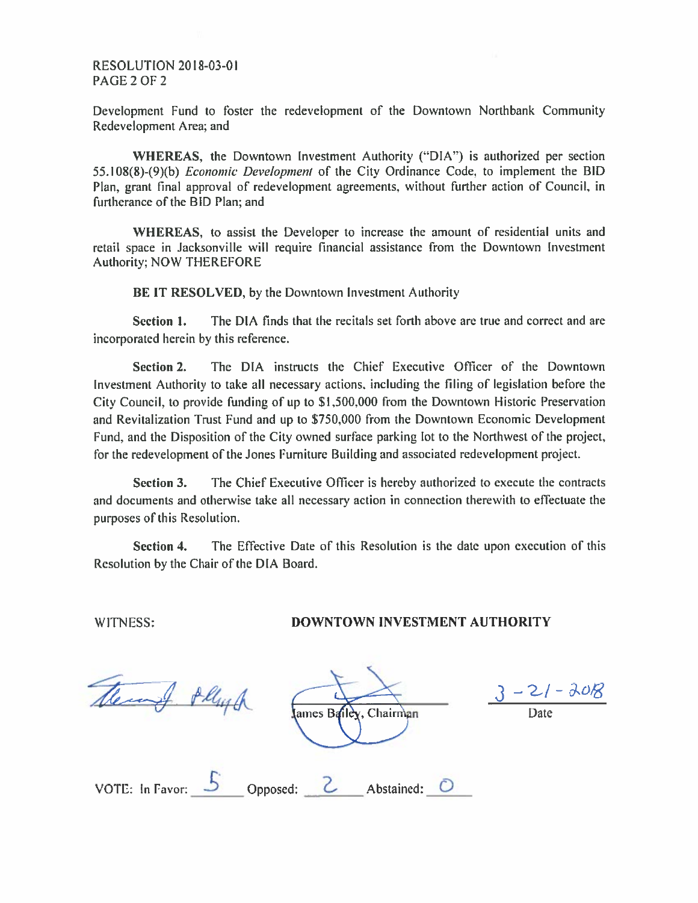RESOLUTION 2018-03-01
PAGE 2 OF 2

Development Fund to foster the redevelopment of the Downtown Northbank Community Redevelopment Area; and

**WHEREAS**, the Downtown Investment Authority ("DIA") is authorized per section 55.108(8)-(9)(b) *Economic Development* of the City Ordinance Code, to implement the BID Plan, grant final approval of redevelopment agreements, without further action of Council, in furtherance of the BID Plan; and

**WHEREAS**, to assist the Developer to increase the amount of residential units and retail space in Jacksonville will require financial assistance from the Downtown Investment Authority; NOW THEREFORE

**BE IT RESOLVED**, by the Downtown Investment Authority

**Section 1.** The DIA finds that the recitals set forth above are true and correct and are incorporated herein by this reference.

**Section 2.** The DIA instructs the Chief Executive Officer of the Downtown Investment Authority to take all necessary actions, including the filing of legislation before the City Council, to provide funding of up to $1,500,000 from the Downtown Historic Preservation and Revitalization Trust Fund and up to $750,000 from the Downtown Economic Development Fund, and the Disposition of the City owned surface parking lot to the Northwest of the project, for the redevelopment of the Jones Furniture Building and associated redevelopment project.

**Section 3.** The Chief Executive Officer is hereby authorized to execute the contracts and documents and otherwise take all necessary action in connection therewith to effectuate the purposes of this Resolution.

**Section 4.** The Effective Date of this Resolution is the date upon execution of this Resolution by the Chair of the DIA Board.

WITNESS: **DOWNTOWN INVESTMENT AUTHORITY**

James Bailey, Chairman

3-21-2018
Date

VOTE: In Favor: 5 Opposed: 2 Abstained: 0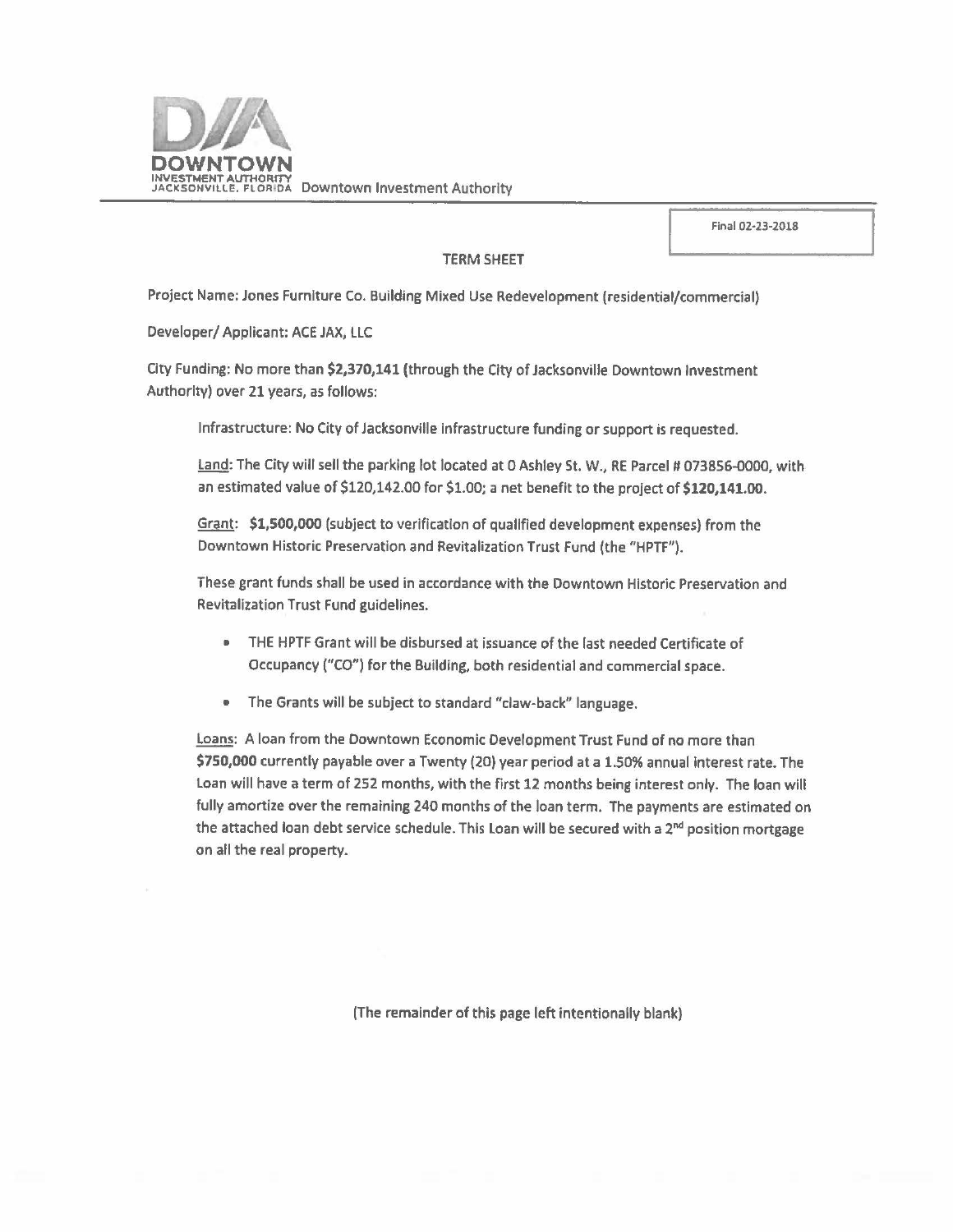Downtown Investment Authority

Final 02-23-2018

## TERM SHEET

Project Name: Jones Furniture Co. Building Mixed Use Redevelopment (residential/commercial)

Developer/ Applicant: ACE JAX, LLC

City Funding: No more than **$2,370,141** (through the City of Jacksonville Downtown Investment Authority) over 21 years, as follows:

Infrastructure: No City of Jacksonville infrastructure funding or support is requested.

Land: The City will sell the parking lot located at 0 Ashley St. W., RE Parcel # 073856-0000, with an estimated value of $120,142.00 for $1.00; a net benefit to the project of **$120,141.00**.

Grant: **$1,500,000** (subject to verification of qualified development expenses) from the Downtown Historic Preservation and Revitalization Trust Fund (the "HPTF").

These grant funds shall be used in accordance with the Downtown Historic Preservation and Revitalization Trust Fund guidelines.

- THE HPTF Grant will be disbursed at issuance of the last needed Certificate of Occupancy ("CO") for the Building, both residential and commercial space.
- The Grants will be subject to standard "claw-back" language.

Loans: A loan from the Downtown Economic Development Trust Fund of no more than **$750,000** currently payable over a Twenty (20) year period at a 1.50% annual interest rate. The Loan will have a term of 252 months, with the first 12 months being interest only. The loan will fully amortize over the remaining 240 months of the loan term. The payments are estimated on the attached loan debt service schedule. This Loan will be secured with a 2nd position mortgage on all the real property.

(The remainder of this page left intentionally blank)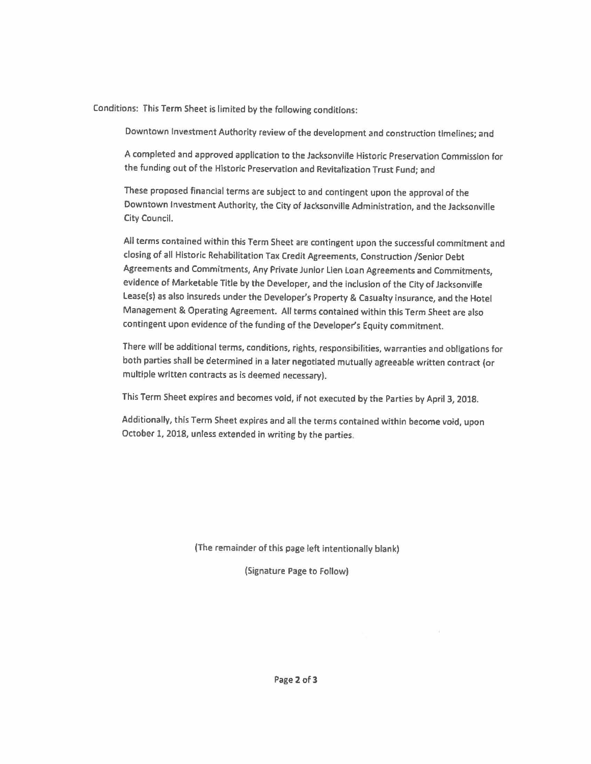Conditions: This Term Sheet is limited by the following conditions:

Downtown Investment Authority review of the development and construction timelines; and

A completed and approved application to the Jacksonville Historic Preservation Commission for the funding out of the Historic Preservation and Revitalization Trust Fund; and

These proposed financial terms are subject to and contingent upon the approval of the Downtown Investment Authority, the City of Jacksonville Administration, and the Jacksonville City Council.

All terms contained within this Term Sheet are contingent upon the successful commitment and closing of all Historic Rehabilitation Tax Credit Agreements, Construction /Senior Debt Agreements and Commitments, Any Private Junior Lien Loan Agreements and Commitments, evidence of Marketable Title by the Developer, and the inclusion of the City of Jacksonville Lease(s) as also insureds under the Developer's Property & Casualty insurance, and the Hotel Management & Operating Agreement. All terms contained within this Term Sheet are also contingent upon evidence of the funding of the Developer's Equity commitment.

There will be additional terms, conditions, rights, responsibilities, warranties and obligations for both parties shall be determined in a later negotiated mutually agreeable written contract (or multiple written contracts as is deemed necessary).

This Term Sheet expires and becomes void, if not executed by the Parties by April 3, 2018.

Additionally, this Term Sheet expires and all the terms contained within become void, upon October 1, 2018, unless extended in writing by the parties.

(The remainder of this page left intentionally blank)

(Signature Page to Follow)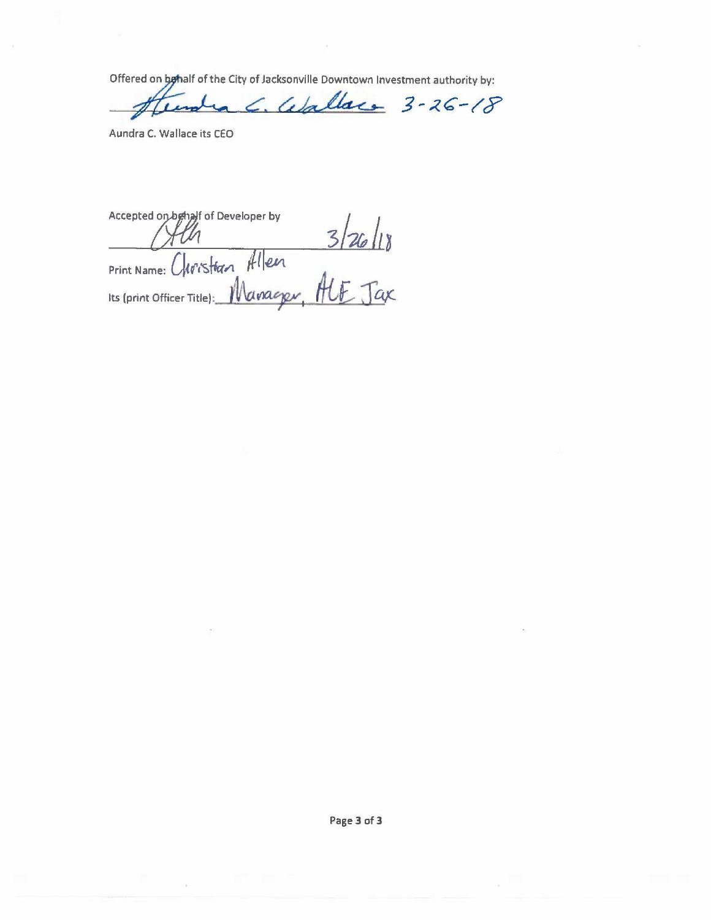Offered on behalf of the City of Jacksonville Downtown Investment authority by:

Aundra C. Wallace 3-26-18

Aundra C. Wallace its CEO

Accepted on behalf of Developer by

3/26/18

Print Name: Christian Allen

Its (print Officer Title): Manager, ALF Jax